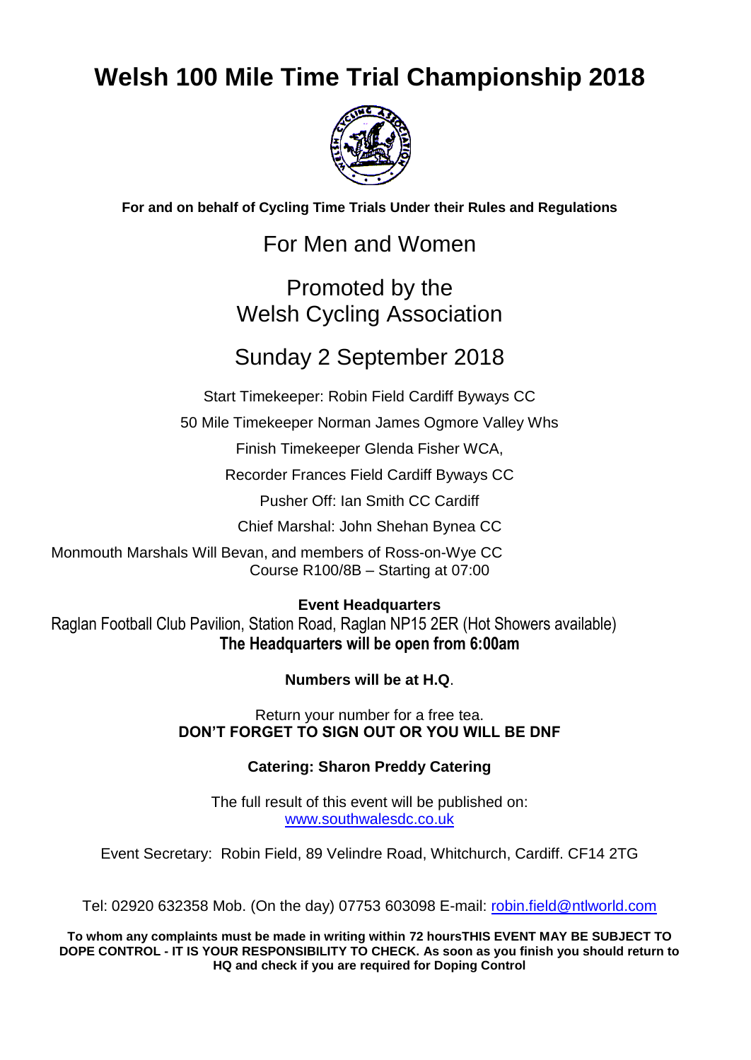# Welsh 100 Mile Time Trial Championship 2018

**For and on behalf of Cycling Time Trials Under their Rules and Regulations**

For Men and Women

Promoted by the
Welsh Cycling Association

Sunday 2 September 2018

Start Timekeeper: Robin Field Cardiff Byways CC

50 Mile Timekeeper Norman James Ogmore Valley Whs

Finish Timekeeper Glenda Fisher WCA,

Recorder Frances Field Cardiff Byways CC

Pusher Off: Ian Smith CC Cardiff

Chief Marshal: John Shehan Bynea CC

Monmouth Marshals Will Bevan, and members of Ross-on-Wye CC
Course R100/8B – Starting at 07:00

**Event Headquarters**
Raglan Football Club Pavilion, Station Road, Raglan NP15 2ER (Hot Showers available)
**The Headquarters will be open from 6:00am**

**Numbers will be at H.Q**.

Return your number for a free tea.
**DON'T FORGET TO SIGN OUT OR YOU WILL BE DNF**

**Catering: Sharon Preddy Catering**

The full result of this event will be published on:
www.southwalesdc.co.uk

Event Secretary: Robin Field, 89 Velindre Road, Whitchurch, Cardiff. CF14 2TG

Tel: 02920 632358 Mob. (On the day) 07753 603098 E-mail: robin.field@ntlworld.com

**To whom any complaints must be made in writing within 72 hoursTHIS EVENT MAY BE SUBJECT TO DOPE CONTROL - IT IS YOUR RESPONSIBILITY TO CHECK. As soon as you finish you should return to HQ and check if you are required for Doping Control**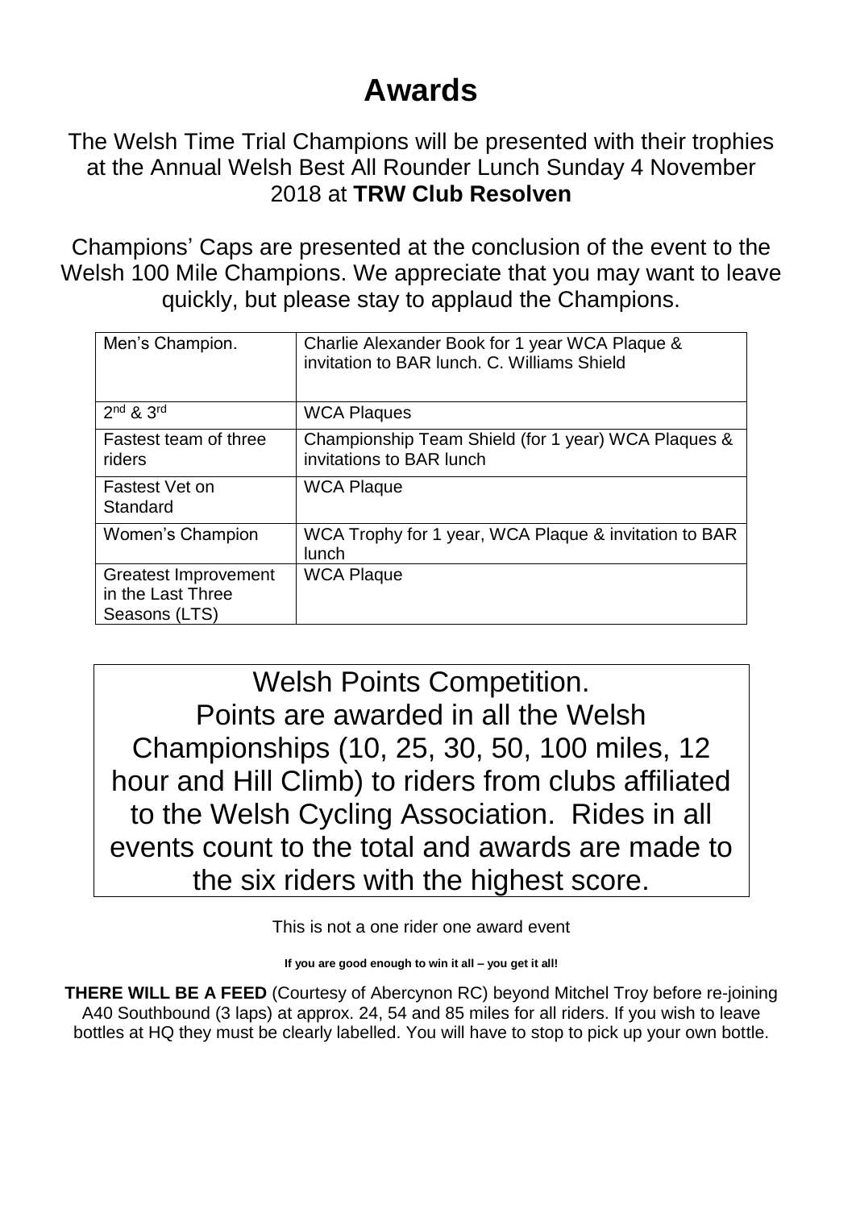# Awards

The Welsh Time Trial Champions will be presented with their trophies at the Annual Welsh Best All Rounder Lunch Sunday 4 November 2018 at **TRW Club Resolven**

Champions' Caps are presented at the conclusion of the event to the Welsh 100 Mile Champions. We appreciate that you may want to leave quickly, but please stay to applaud the Champions.

| Men's Champion. | Charlie Alexander Book for 1 year WCA Plaque & invitation to BAR lunch. C. Williams Shield |
|---|---|
| 2nd & 3rd | WCA Plaques |
| Fastest team of three riders | Championship Team Shield (for 1 year) WCA Plaques & invitations to BAR lunch |
| Fastest Vet on Standard | WCA Plaque |
| Women's Champion | WCA Trophy for 1 year, WCA Plaque & invitation to BAR lunch |
| Greatest Improvement in the Last Three Seasons (LTS) | WCA Plaque |

Welsh Points Competition.
Points are awarded in all the Welsh Championships (10, 25, 30, 50, 100 miles, 12 hour and Hill Climb) to riders from clubs affiliated to the Welsh Cycling Association. Rides in all events count to the total and awards are made to the six riders with the highest score.

This is not a one rider one award event

**If you are good enough to win it all – you get it all!**

**THERE WILL BE A FEED** (Courtesy of Abercynon RC) beyond Mitchel Troy before re-joining A40 Southbound (3 laps) at approx. 24, 54 and 85 miles for all riders. If you wish to leave bottles at HQ they must be clearly labelled. You will have to stop to pick up your own bottle.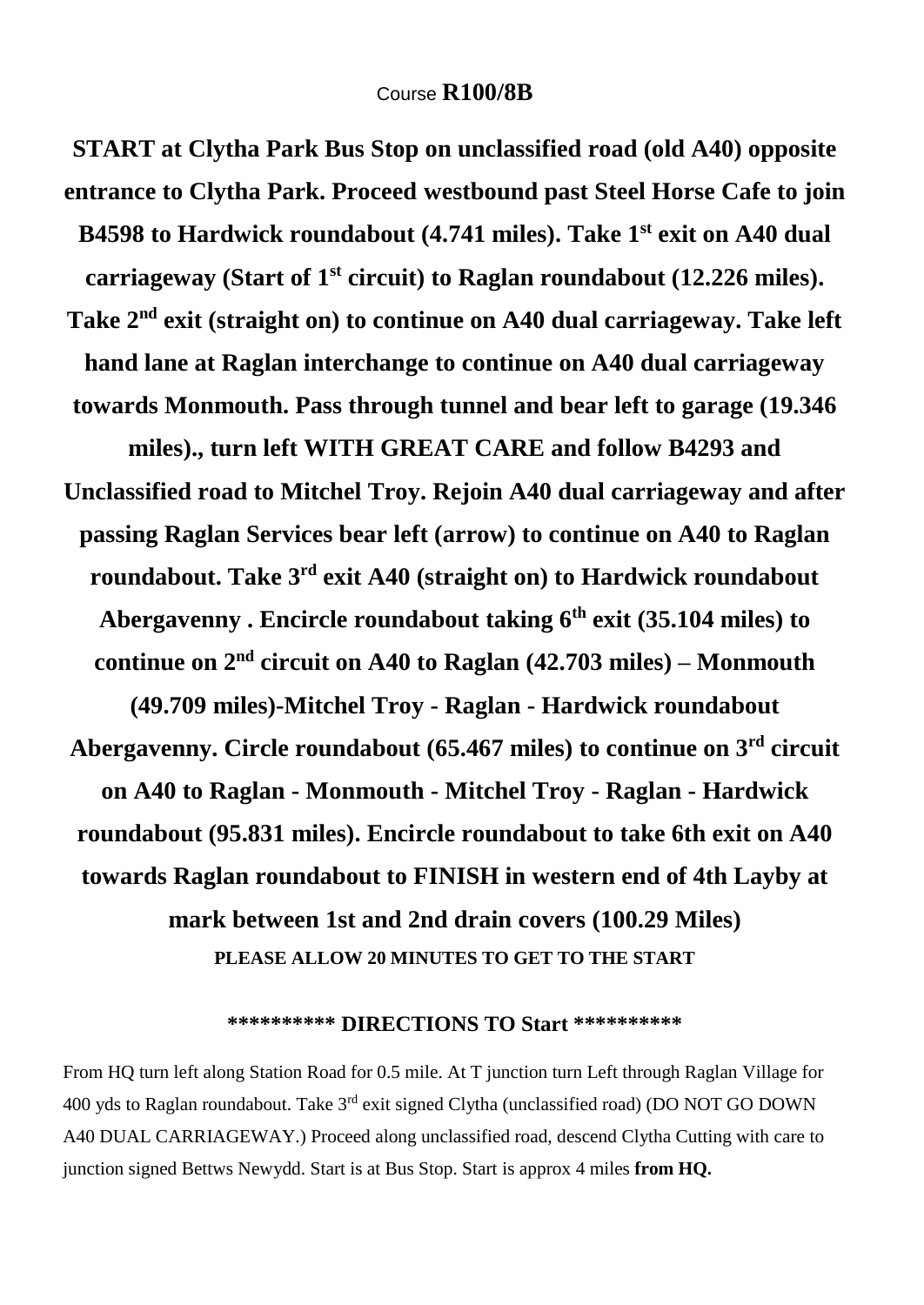Course **R100/8B**

**START at Clytha Park Bus Stop on unclassified road (old A40) opposite entrance to Clytha Park. Proceed westbound past Steel Horse Cafe to join B4598 to Hardwick roundabout (4.741 miles). Take 1st exit on A40 dual carriageway (Start of 1st circuit) to Raglan roundabout (12.226 miles). Take 2nd exit (straight on) to continue on A40 dual carriageway. Take left hand lane at Raglan interchange to continue on A40 dual carriageway towards Monmouth. Pass through tunnel and bear left to garage (19.346 miles)., turn left WITH GREAT CARE and follow B4293 and Unclassified road to Mitchel Troy. Rejoin A40 dual carriageway and after passing Raglan Services bear left (arrow) to continue on A40 to Raglan roundabout. Take 3rd exit A40 (straight on) to Hardwick roundabout Abergavenny . Encircle roundabout taking 6th exit (35.104 miles) to continue on 2nd circuit on A40 to Raglan (42.703 miles) – Monmouth (49.709 miles)-Mitchel Troy - Raglan - Hardwick roundabout Abergavenny. Circle roundabout (65.467 miles) to continue on 3rd circuit on A40 to Raglan - Monmouth - Mitchel Troy - Raglan - Hardwick roundabout (95.831 miles). Encircle roundabout to take 6th exit on A40 towards Raglan roundabout to FINISH in western end of 4th Layby at mark between 1st and 2nd drain covers (100.29 Miles)**

**PLEASE ALLOW 20 MINUTES TO GET TO THE START**

**\*\*\*\*\*\*\*\*\*\* DIRECTIONS TO Start \*\*\*\*\*\*\*\*\*\***

From HQ turn left along Station Road for 0.5 mile. At T junction turn Left through Raglan Village for 400 yds to Raglan roundabout. Take 3rd exit signed Clytha (unclassified road) (DO NOT GO DOWN A40 DUAL CARRIAGEWAY.) Proceed along unclassified road, descend Clytha Cutting with care to junction signed Bettws Newydd. Start is at Bus Stop. Start is approx 4 miles **from HQ.**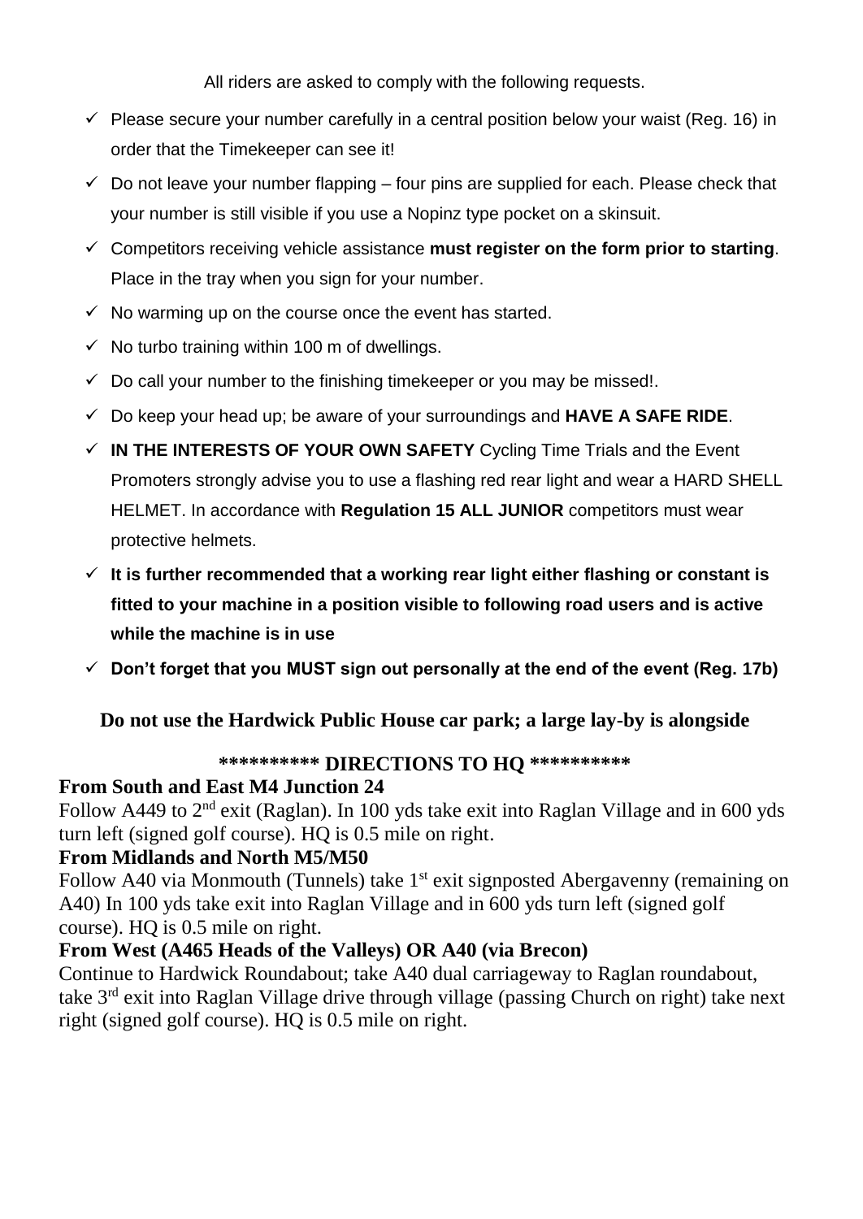All riders are asked to comply with the following requests.

- ✓ Please secure your number carefully in a central position below your waist (Reg. 16) in order that the Timekeeper can see it!
- ✓ Do not leave your number flapping – four pins are supplied for each. Please check that your number is still visible if you use a Nopinz type pocket on a skinsuit.
- ✓ Competitors receiving vehicle assistance **must register on the form prior to starting**. Place in the tray when you sign for your number.
- ✓ No warming up on the course once the event has started.
- ✓ No turbo training within 100 m of dwellings.
- ✓ Do call your number to the finishing timekeeper or you may be missed!.
- ✓ Do keep your head up; be aware of your surroundings and **HAVE A SAFE RIDE**.
- ✓ **IN THE INTERESTS OF YOUR OWN SAFETY** Cycling Time Trials and the Event Promoters strongly advise you to use a flashing red rear light and wear a HARD SHELL HELMET. In accordance with **Regulation 15 ALL JUNIOR** competitors must wear protective helmets.
- ✓ **It is further recommended that a working rear light either flashing or constant is fitted to your machine in a position visible to following road users and is active while the machine is in use**
- ✓ **Don't forget that you MUST sign out personally at the end of the event (Reg. 17b)**

**Do not use the Hardwick Public House car park; a large lay-by is alongside**

## ********** DIRECTIONS TO HQ **********

### From South and East M4 Junction 24

Follow A449 to 2nd exit (Raglan). In 100 yds take exit into Raglan Village and in 600 yds turn left (signed golf course). HQ is 0.5 mile on right.

### From Midlands and North M5/M50

Follow A40 via Monmouth (Tunnels) take 1st exit signposted Abergavenny (remaining on A40) In 100 yds take exit into Raglan Village and in 600 yds turn left (signed golf course). HQ is 0.5 mile on right.

### From West (A465 Heads of the Valleys) OR A40 (via Brecon)

Continue to Hardwick Roundabout; take A40 dual carriageway to Raglan roundabout, take 3rd exit into Raglan Village drive through village (passing Church on right) take next right (signed golf course). HQ is 0.5 mile on right.